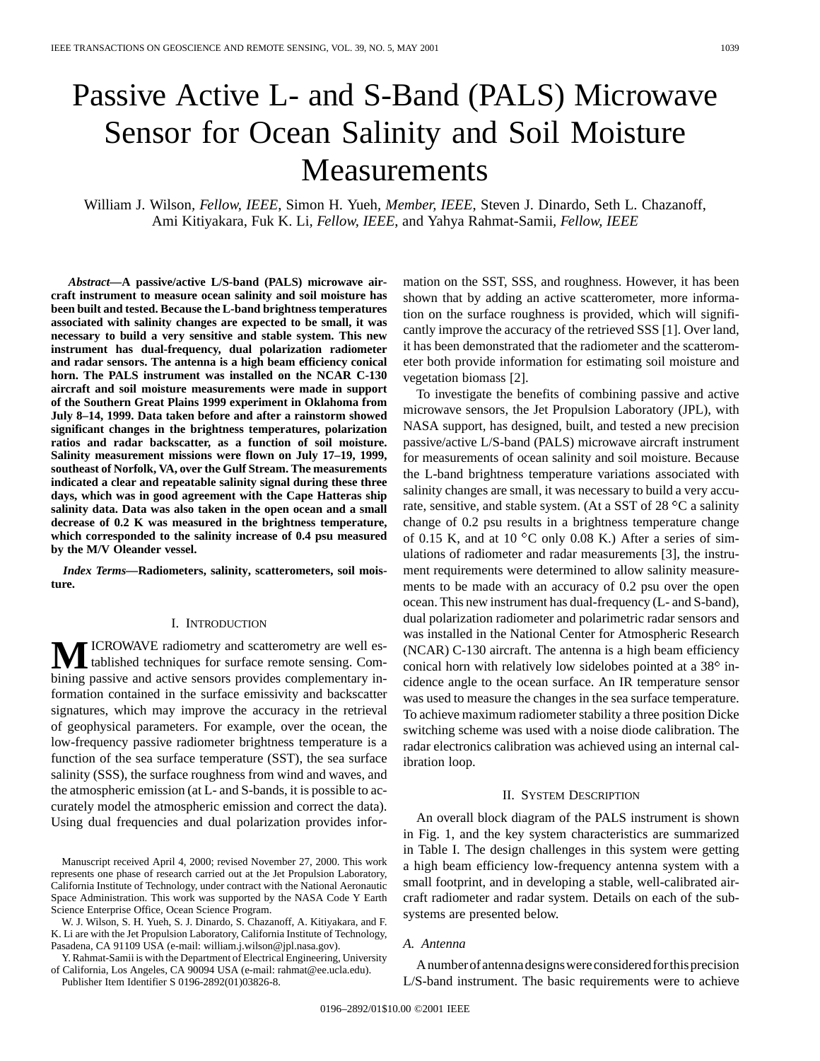# Passive Active L- and S-Band (PALS) Microwave Sensor for Ocean Salinity and Soil Moisture Measurements

William J. Wilson, *Fellow, IEEE*, Simon H. Yueh, *Member, IEEE*, Steven J. Dinardo, Seth L. Chazanoff, Ami Kitiyakara, Fuk K. Li, *Fellow, IEEE*, and Yahya Rahmat-Samii, *Fellow, IEEE*

***Abstract*—A passive/active L/S-band (PALS) microwave aircraft instrument to measure ocean salinity and soil moisture has been built and tested. Because the L-band brightness temperatures associated with salinity changes are expected to be small, it was necessary to build a very sensitive and stable system. This new instrument has dual-frequency, dual polarization radiometer and radar sensors. The antenna is a high beam efficiency conical horn. The PALS instrument was installed on the NCAR C-130 aircraft and soil moisture measurements were made in support of the Southern Great Plains 1999 experiment in Oklahoma from July 8–14, 1999. Data taken before and after a rainstorm showed significant changes in the brightness temperatures, polarization ratios and radar backscatter, as a function of soil moisture. Salinity measurement missions were flown on July 17–19, 1999, southeast of Norfolk, VA, over the Gulf Stream. The measurements indicated a clear and repeatable salinity signal during these three days, which was in good agreement with the Cape Hatteras ship salinity data. Data was also taken in the open ocean and a small decrease of 0.2 K was measured in the brightness temperature, which corresponded to the salinity increase of 0.4 psu measured by the M/V Oleander vessel.**

***Index Terms*—Radiometers, salinity, scatterometers, soil moisture.**

## I. Introduction

Microwave radiometry and scatterometry are well established techniques for surface remote sensing. Combining passive and active sensors provides complementary information contained in the surface emissivity and backscatter signatures, which may improve the accuracy in the retrieval of geophysical parameters. For example, over the ocean, the low-frequency passive radiometer brightness temperature is a function of the sea surface temperature (SST), the sea surface salinity (SSS), the surface roughness from wind and waves, and the atmospheric emission (at L- and S-bands, it is possible to accurately model the atmospheric emission and correct the data). Using dual frequencies and dual polarization provides information on the SST, SSS, and roughness. However, it has been shown that by adding an active scatterometer, more information on the surface roughness is provided, which will significantly improve the accuracy of the retrieved SSS [1]. Over land, it has been demonstrated that the radiometer and the scatterometer both provide information for estimating soil moisture and vegetation biomass [2].

To investigate the benefits of combining passive and active microwave sensors, the Jet Propulsion Laboratory (JPL), with NASA support, has designed, built, and tested a new precision passive/active L/S-band (PALS) microwave aircraft instrument for measurements of ocean salinity and soil moisture. Because the L-band brightness temperature variations associated with salinity changes are small, it was necessary to build a very accurate, sensitive, and stable system. (At a SST of 28 °C a salinity change of 0.2 psu results in a brightness temperature change of 0.15 K, and at 10 °C only 0.08 K.) After a series of simulations of radiometer and radar measurements [3], the instrument requirements were determined to allow salinity measurements to be made with an accuracy of 0.2 psu over the open ocean. This new instrument has dual-frequency (L- and S-band), dual polarization radiometer and polarimetric radar sensors and was installed in the National Center for Atmospheric Research (NCAR) C-130 aircraft. The antenna is a high beam efficiency conical horn with relatively low sidelobes pointed at a 38° incidence angle to the ocean surface. An IR temperature sensor was used to measure the changes in the sea surface temperature. To achieve maximum radiometer stability a three position Dicke switching scheme was used with a noise diode calibration. The radar electronics calibration was achieved using an internal calibration loop.

## II. System Description

An overall block diagram of the PALS instrument is shown in Fig. 1, and the key system characteristics are summarized in Table I. The design challenges in this system were getting a high beam efficiency low-frequency antenna system with a small footprint, and in developing a stable, well-calibrated aircraft radiometer and radar system. Details on each of the subsystems are presented below.

### A. Antenna

A number of antenna designs were considered for this precision L/S-band instrument. The basic requirements were to achieve

Manuscript received April 4, 2000; revised November 27, 2000. This work represents one phase of research carried out at the Jet Propulsion Laboratory, California Institute of Technology, under contract with the National Aeronautic Space Administration. This work was supported by the NASA Code Y Earth Science Enterprise Office, Ocean Science Program.

W. J. Wilson, S. H. Yueh, S. J. Dinardo, S. Chazanoff, A. Kitiyakara, and F. K. Li are with the Jet Propulsion Laboratory, California Institute of Technology, Pasadena, CA 91109 USA (e-mail: william.j.wilson@jpl.nasa.gov).

Y. Rahmat-Samii is with the Department of Electrical Engineering, University of California, Los Angeles, CA 90094 USA (e-mail: rahmat@ee.ucla.edu).

Publisher Item Identifier S 0196-2892(01)03826-8.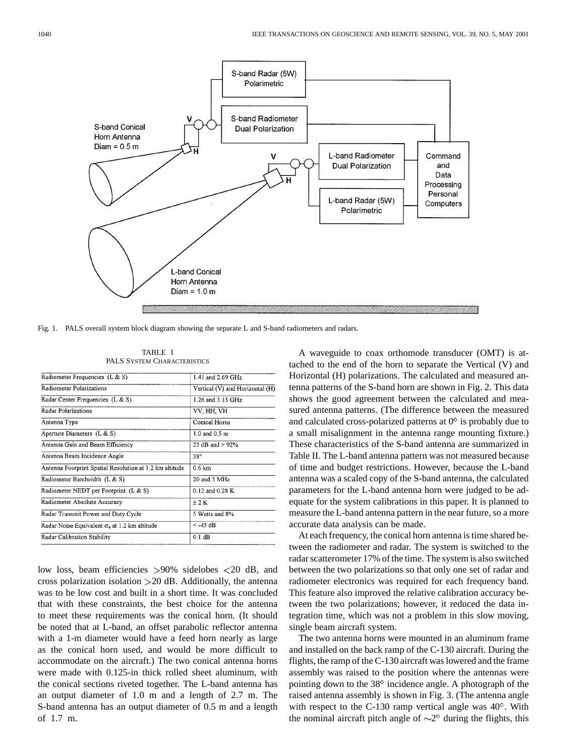Fig. 1. PALS overall system block diagram showing the separate L and S-band radiometers and radars.

TABLE I
PALS SYSTEM CHARACTERISTICS

| | |
|---|---|
| Radiometer Frequencies (L & S) | 1.41 and 2.69 GHz |
| Radiometer Polarizations | Vertical (V) and Horizontal (H) |
| Radar Center Frequencies (L & S) | 1.26 and 3.15 GHz |
| Radar Polarizations | VV, HH, VH |
| Antenna Type | Conical Horns |
| Aperture Diameters (L & S) | 1.0 and 0.5 m |
| Antenna Gain and Beam Efficiency | 23 dB and > 92% |
| Antenna Beam Incidence Angle | 38° |
| Antenna Footprint Spatial Resolution at 1.2 km altitude | 0.6 km |
| Radiometer Bandwidth (L & S) | 20 and 5 MHz |
| Radiometer NEDT per Footprint (L & S) | 0.12 and 0.28 K |
| Radiometer Absolute Accuracy | ± 2 K |
| Radar Transmit Power and Duty Cycle | 5 Watts and 8% |
| Radar Noise Equivalent $\sigma_o$ at 1.2 km altitude | < -45 dB |
| Radar Calibration Stability | 0.1 dB |

low loss, beam efficiencies >90% sidelobes <20 dB, and cross polarization isolation >20 dB. Additionally, the antenna was to be low cost and built in a short time. It was concluded that with these constraints, the best choice for the antenna to meet these requirements was the conical horn. (It should be noted that at L-band, an offset parabolic reflector antenna with a 1-m diameter would have a feed horn nearly as large as the conical horn used, and would be more difficult to accommodate on the aircraft.) The two conical antenna horns were made with 0.125-in thick rolled sheet aluminum, with the conical sections riveted together. The L-band antenna has an output diameter of 1.0 m and a length of 2.7 m. The S-band antenna has an output diameter of 0.5 m and a length of 1.7 m.

A waveguide to coax orthomode transducer (OMT) is attached to the end of the horn to separate the Vertical (V) and Horizontal (H) polarizations. The calculated and measured antenna patterns of the S-band horn are shown in Fig. 2. This data shows the good agreement between the calculated and measured antenna patterns. (The difference between the measured and calculated cross-polarized patterns at 0° is probably due to a small misalignment in the antenna range mounting fixture.) These characteristics of the S-band antenna are summarized in Table II. The L-band antenna pattern was not measured because of time and budget restrictions. However, because the L-band antenna was a scaled copy of the S-band antenna, the calculated parameters for the L-band antenna horn were judged to be adequate for the system calibrations in this paper. It is planned to measure the L-band antenna pattern in the near future, so a more accurate data analysis can be made.

At each frequency, the conical horn antenna is time shared between the radiometer and radar. The system is switched to the radar scatterometer 17% of the time. The system is also switched between the two polarizations so that only one set of radar and radiometer electronics was required for each frequency band. This feature also improved the relative calibration accuracy between the two polarizations; however, it reduced the data integration time, which was not a problem in this slow moving, single beam aircraft system.

The two antenna horns were mounted in an aluminum frame and installed on the back ramp of the C-130 aircraft. During the flights, the ramp of the C-130 aircraft was lowered and the frame assembly was raised to the position where the antennas were pointing down to the 38° incidence angle. A photograph of the raised antenna assembly is shown in Fig. 3. (The antenna angle with respect to the C-130 ramp vertical angle was 40°. With the nominal aircraft pitch angle of ~2° during the flights, this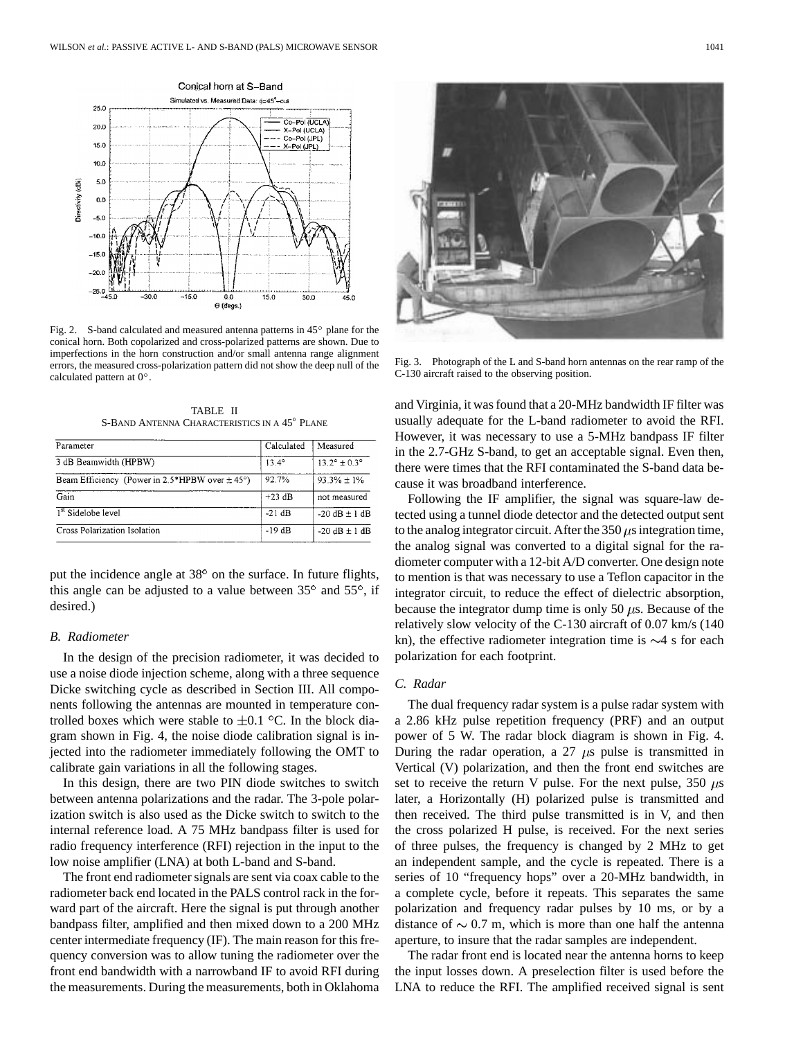Fig. 2. S-band calculated and measured antenna patterns in 45° plane for the conical horn. Both copolarized and cross-polarized patterns are shown. Due to imperfections in the horn construction and/or small antenna range alignment errors, the measured cross-polarization pattern did not show the deep null of the calculated pattern at 0°.

Fig. 3. Photograph of the L and S-band horn antennas on the rear ramp of the C-130 aircraft raised to the observing position.

TABLE II
S-BAND ANTENNA CHARACTERISTICS IN A 45° PLANE

| Parameter | Calculated | Measured |
|---|---|---|
| 3 dB Beamwidth (HPBW) | 13.4° | 13.2° ± 0.3° |
| Beam Efficiency (Power in 2.5*HPBW over ± 45°) | 92.7% | 93.3% ± 1% |
| Gain | +23 dB | not measured |
| 1st Sidelobe level | -21 dB | -20 dB ± 1 dB |
| Cross Polarization Isolation | -19 dB | -20 dB ± 1 dB |

put the incidence angle at 38° on the surface. In future flights, this angle can be adjusted to a value between 35° and 55°, if desired.)

### *B. Radiometer*

In the design of the precision radiometer, it was decided to use a noise diode injection scheme, along with a three sequence Dicke switching cycle as described in Section III. All components following the antennas are mounted in temperature controlled boxes which were stable to ±0.1 °C. In the block diagram shown in Fig. 4, the noise diode calibration signal is injected into the radiometer immediately following the OMT to calibrate gain variations in all the following stages.

In this design, there are two PIN diode switches to switch between antenna polarizations and the radar. The 3-pole polarization switch is also used as the Dicke switch to switch to the internal reference load. A 75 MHz bandpass filter is used for radio frequency interference (RFI) rejection in the input to the low noise amplifier (LNA) at both L-band and S-band.

The front end radiometer signals are sent via coax cable to the radiometer back end located in the PALS control rack in the forward part of the aircraft. Here the signal is put through another bandpass filter, amplified and then mixed down to a 200 MHz center intermediate frequency (IF). The main reason for this frequency conversion was to allow tuning the radiometer over the front end bandwidth with a narrowband IF to avoid RFI during the measurements. During the measurements, both in Oklahoma and Virginia, it was found that a 20-MHz bandwidth IF filter was usually adequate for the L-band radiometer to avoid the RFI. However, it was necessary to use a 5-MHz bandpass IF filter in the 2.7-GHz S-band, to get an acceptable signal. Even then, there were times that the RFI contaminated the S-band data because it was broadband interference.

Following the IF amplifier, the signal was square-law detected using a tunnel diode detector and the detected output sent to the analog integrator circuit. After the 350 $\mu$s integration time, the analog signal was converted to a digital signal for the radiometer computer with a 12-bit A/D converter. One design note to mention is that was necessary to use a Teflon capacitor in the integrator circuit, to reduce the effect of dielectric absorption, because the integrator dump time is only 50 $\mu$s. Because of the relatively slow velocity of the C-130 aircraft of 0.07 km/s (140 kn), the effective radiometer integration time is ~4 s for each polarization for each footprint.

### *C. Radar*

The dual frequency radar system is a pulse radar system with a 2.86 kHz pulse repetition frequency (PRF) and an output power of 5 W. The radar block diagram is shown in Fig. 4. During the radar operation, a 27 $\mu$s pulse is transmitted in Vertical (V) polarization, and then the front end switches are set to receive the return V pulse. For the next pulse, 350 $\mu$s later, a Horizontally (H) polarized pulse is transmitted and then received. The third pulse transmitted is in V, and then the cross polarized H pulse, is received. For the next series of three pulses, the frequency is changed by 2 MHz to get an independent sample, and the cycle is repeated. There is a series of 10 "frequency hops" over a 20-MHz bandwidth, in a complete cycle, before it repeats. This separates the same polarization and frequency radar pulses by 10 ms, or by a distance of ~ 0.7 m, which is more than one half the antenna aperture, to insure that the radar samples are independent.

The radar front end is located near the antenna horns to keep the input losses down. A preselection filter is used before the LNA to reduce the RFI. The amplified received signal is sent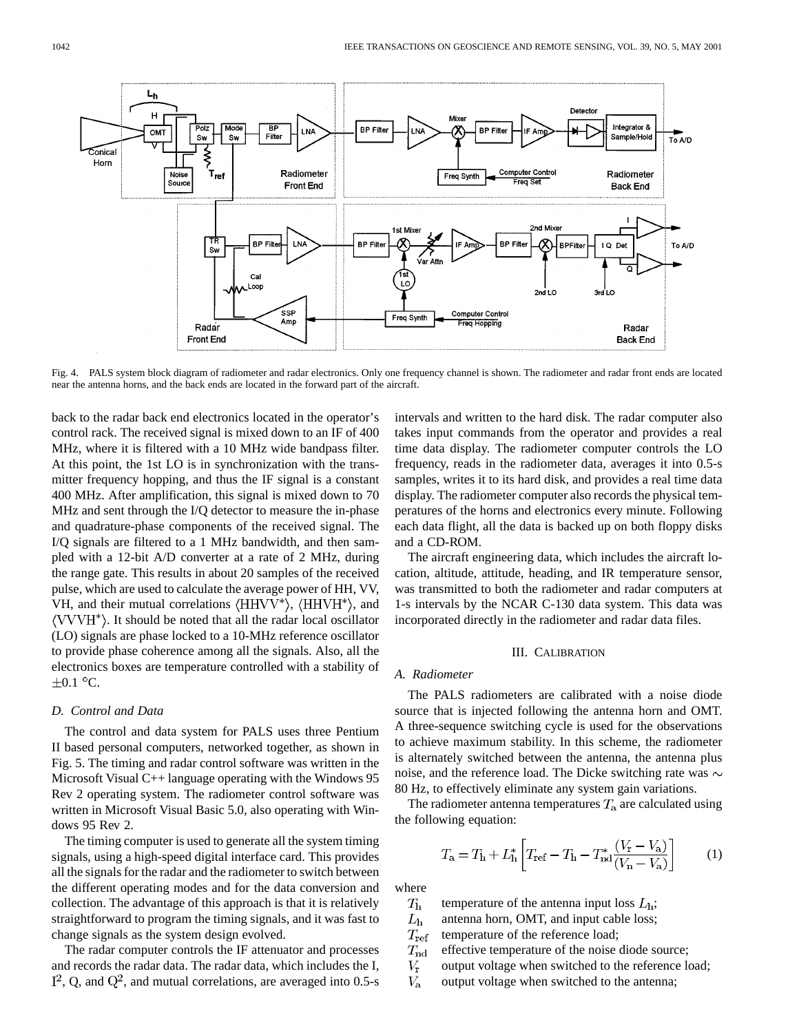Fig. 4. PALS system block diagram of radiometer and radar electronics. Only one frequency channel is shown. The radiometer and radar front ends are located near the antenna horns, and the back ends are located in the forward part of the aircraft.

back to the radar back end electronics located in the operator's control rack. The received signal is mixed down to an IF of 400 MHz, where it is filtered with a 10 MHz wide bandpass filter. At this point, the 1st LO is in synchronization with the transmitter frequency hopping, and thus the IF signal is a constant 400 MHz. After amplification, this signal is mixed down to 70 MHz and sent through the I/Q detector to measure the in-phase and quadrature-phase components of the received signal. The I/Q signals are filtered to a 1 MHz bandwidth, and then sampled with a 12-bit A/D converter at a rate of 2 MHz, during the range gate. This results in about 20 samples of the received pulse, which are used to calculate the average power of HH, VV, VH, and their mutual correlations $\langle \mathrm{HHVV}^* \rangle$, $\langle \mathrm{HHVH}^* \rangle$, and $\langle \mathrm{VVVH}^* \rangle$. It should be noted that all the radar local oscillator (LO) signals are phase locked to a 10-MHz reference oscillator to provide phase coherence among all the signals. Also, all the electronics boxes are temperature controlled with a stability of $\pm 0.1$ °C.

### D. Control and Data

The control and data system for PALS uses three Pentium II based personal computers, networked together, as shown in Fig. 5. The timing and radar control software was written in the Microsoft Visual C++ language operating with the Windows 95 Rev 2 operating system. The radiometer control software was written in Microsoft Visual Basic 5.0, also operating with Windows 95 Rev 2.

The timing computer is used to generate all the system timing signals, using a high-speed digital interface card. This provides all the signals for the radar and the radiometer to switch between the different operating modes and for the data conversion and collection. The advantage of this approach is that it is relatively straightforward to program the timing signals, and it was fast to change signals as the system design evolved.

The radar computer controls the IF attenuator and processes and records the radar data. The radar data, which includes the I, $\mathrm{I}^2$, Q, and $\mathrm{Q}^2$, and mutual correlations, are averaged into 0.5-s intervals and written to the hard disk. The radar computer also takes input commands from the operator and provides a real time data display. The radiometer computer controls the LO frequency, reads in the radiometer data, averages it into 0.5-s samples, writes it to its hard disk, and provides a real time data display. The radiometer computer also records the physical temperatures of the horns and electronics every minute. Following each data flight, all the data is backed up on both floppy disks and a CD-ROM.

The aircraft engineering data, which includes the aircraft location, altitude, attitude, heading, and IR temperature sensor, was transmitted to both the radiometer and radar computers at 1-s intervals by the NCAR C-130 data system. This data was incorporated directly in the radiometer and radar data files.

## III. Calibration

### A. Radiometer

The PALS radiometers are calibrated with a noise diode source that is injected following the antenna horn and OMT. A three-sequence switching cycle is used for the observations to achieve maximum stability. In this scheme, the radiometer is alternately switched between the antenna, the antenna plus noise, and the reference load. The Dicke switching rate was $\sim$ 80 Hz, to effectively eliminate any system gain variations.

The radiometer antenna temperatures $T_{\mathrm{a}}$ are calculated using the following equation:

$$T_{\mathrm{a}} = T_{\mathrm{h}} + L_{\mathrm{h}}^* \left[ T_{\mathrm{ref}} - T_{\mathrm{h}} - T_{\mathrm{nd}}^* \frac{(V_{\mathrm{r}} - V_{\mathrm{a}})}{(V_{\mathrm{n}} - V_{\mathrm{a}})} \right] \qquad (1)$$

where

- $T_{\mathrm{h}}$ temperature of the antenna input loss $L_{\mathrm{h}}$;
- $L_{\mathrm{h}}$ antenna horn, OMT, and input cable loss;
- $T_{\mathrm{ref}}$ temperature of the reference load;
- $T_{\mathrm{nd}}$ effective temperature of the noise diode source;
- $V_{\mathrm{r}}$ output voltage when switched to the reference load;
- $V_{\mathrm{a}}$ output voltage when switched to the antenna;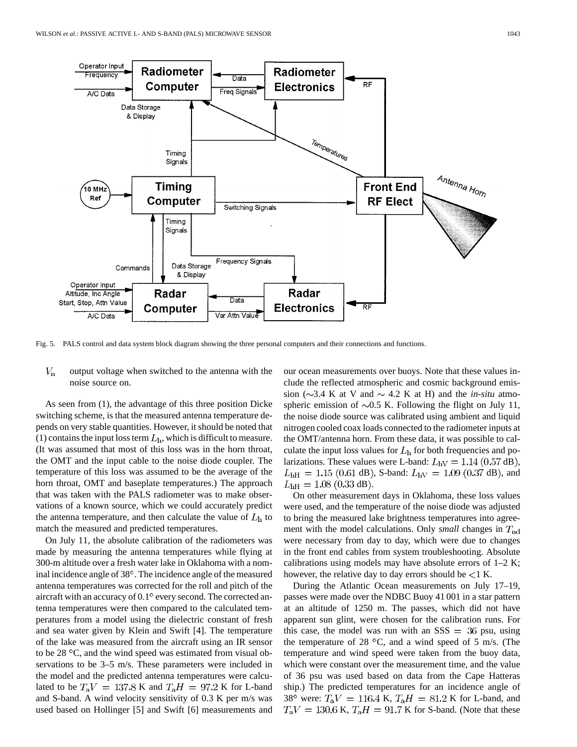Fig. 5. PALS control and data system block diagram showing the three personal computers and their connections and functions.

$V_n$ output voltage when switched to the antenna with the noise source on.

As seen from (1), the advantage of this three position Dicke switching scheme, is that the measured antenna temperature depends on very stable quantities. However, it should be noted that (1) contains the input loss term $L_h$, which is difficult to measure. (It was assumed that most of this loss was in the horn throat, the OMT and the input cable to the noise diode coupler. The temperature of this loss was assumed to be the average of the horn throat, OMT and baseplate temperatures.) The approach that was taken with the PALS radiometer was to make observations of a known source, which we could accurately predict the antenna temperature, and then calculate the value of $L_h$ to match the measured and predicted temperatures.

On July 11, the absolute calibration of the radiometers was made by measuring the antenna temperatures while flying at 300-m altitude over a fresh water lake in Oklahoma with a nominal incidence angle of 38°. The incidence angle of the measured antenna temperatures was corrected for the roll and pitch of the aircraft with an accuracy of 0.1° every second. The corrected antenna temperatures were then compared to the calculated temperatures from a model using the dielectric constant of fresh and sea water given by Klein and Swift [4]. The temperature of the lake was measured from the aircraft using an IR sensor to be 28 °C, and the wind speed was estimated from visual observations to be 3–5 m/s. These parameters were included in the model and the predicted antenna temperatures were calculated to be $T_aV = 137.8$ K and $T_aH = 97.2$ K for L-band and S-band. A wind velocity sensitivity of 0.3 K per m/s was used based on Hollinger [5] and Swift [6] measurements and our ocean measurements over buoys. Note that these values include the reflected atmospheric and cosmic background emission (~3.4 K at V and ~ 4.2 K at H) and the *in-situ* atmospheric emission of ~0.5 K. Following the flight on July 11, the noise diode source was calibrated using ambient and liquid nitrogen cooled coax loads connected to the radiometer inputs at the OMT/antenna horn. From these data, it was possible to calculate the input loss values for $L_h$ for both frequencies and polarizations. These values were L-band: $L_{hV} = 1.14$ (0.57 dB), $L_{hH} = 1.15$ (0.61 dB), S-band: $L_{hV} = 1.09$ (0.37 dB), and $L_{hH} = 1.08$ (0.33 dB).

On other measurement days in Oklahoma, these loss values were used, and the temperature of the noise diode was adjusted to bring the measured lake brightness temperatures into agreement with the model calculations. Only *small* changes in $T_{nd}$ were necessary from day to day, which were due to changes in the front end cables from system troubleshooting. Absolute calibrations using models may have absolute errors of 1–2 K; however, the relative day to day errors should be <1 K.

During the Atlantic Ocean measurements on July 17–19, passes were made over the NDBC Buoy 41 001 in a star pattern at an altitude of 1250 m. The passes, which did not have apparent sun glint, were chosen for the calibration runs. For this case, the model was run with an SSS = 36 psu, using the temperature of 28 °C, and a wind speed of 5 m/s. (The temperature and wind speed were taken from the buoy data, which were constant over the measurement time, and the value of 36 psu was used based on data from the Cape Hatteras ship.) The predicted temperatures for an incidence angle of 38° were: $T_aV = 116.4$ K, $T_aH = 81.2$ K for L-band, and $T_aV = 130.6$ K, $T_aH = 91.7$ K for S-band. (Note that these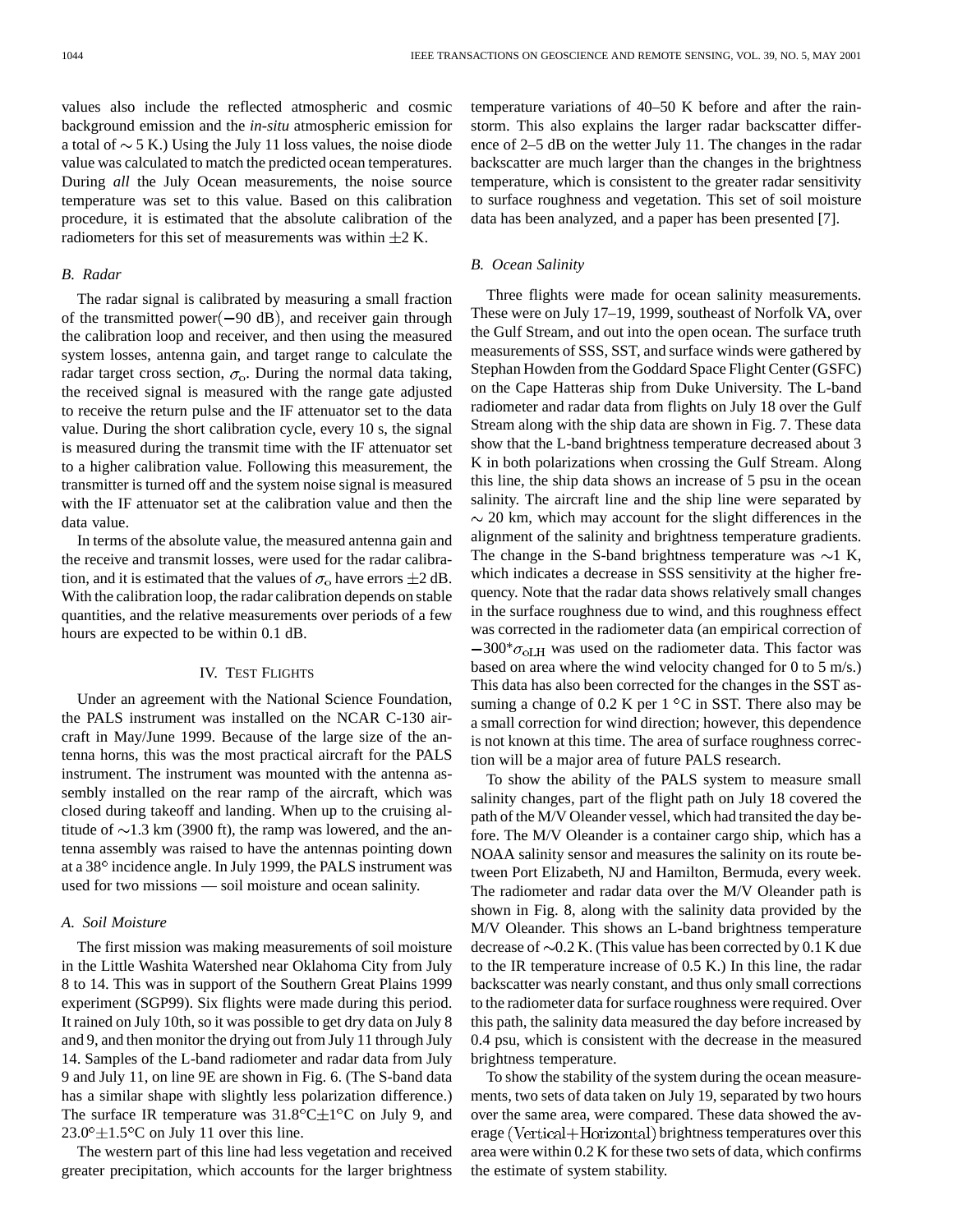values also include the reflected atmospheric and cosmic background emission and the *in-situ* atmospheric emission for a total of $\sim 5$ K.) Using the July 11 loss values, the noise diode value was calculated to match the predicted ocean temperatures. During *all* the July Ocean measurements, the noise source temperature was set to this value. Based on this calibration procedure, it is estimated that the absolute calibration of the radiometers for this set of measurements was within $\pm 2$ K.

### B. Radar

The radar signal is calibrated by measuring a small fraction of the transmitted power$(-90\ \text{dB})$, and receiver gain through the calibration loop and receiver, and then using the measured system losses, antenna gain, and target range to calculate the radar target cross section, $\sigma_o$. During the normal data taking, the received signal is measured with the range gate adjusted to receive the return pulse and the IF attenuator set to the data value. During the short calibration cycle, every 10 s, the signal is measured during the transmit time with the IF attenuator set to a higher calibration value. Following this measurement, the transmitter is turned off and the system noise signal is measured with the IF attenuator set at the calibration value and then the data value.

In terms of the absolute value, the measured antenna gain and the receive and transmit losses, were used for the radar calibration, and it is estimated that the values of $\sigma_o$ have errors $\pm 2$ dB. With the calibration loop, the radar calibration depends on stable quantities, and the relative measurements over periods of a few hours are expected to be within 0.1 dB.

## IV. Test Flights

Under an agreement with the National Science Foundation, the PALS instrument was installed on the NCAR C-130 aircraft in May/June 1999. Because of the large size of the antenna horns, this was the most practical aircraft for the PALS instrument. The instrument was mounted with the antenna assembly installed on the rear ramp of the aircraft, which was closed during takeoff and landing. When up to the cruising altitude of $\sim$1.3 km (3900 ft), the ramp was lowered, and the antenna assembly was raised to have the antennas pointing down at a 38° incidence angle. In July 1999, the PALS instrument was used for two missions — soil moisture and ocean salinity.

### A. Soil Moisture

The first mission was making measurements of soil moisture in the Little Washita Watershed near Oklahoma City from July 8 to 14. This was in support of the Southern Great Plains 1999 experiment (SGP99). Six flights were made during this period. It rained on July 10th, so it was possible to get dry data on July 8 and 9, and then monitor the drying out from July 11 through July 14. Samples of the L-band radiometer and radar data from July 9 and July 11, on line 9E are shown in Fig. 6. (The S-band data has a similar shape with slightly less polarization difference.) The surface IR temperature was 31.8°C$\pm$1°C on July 9, and 23.0°$\pm$1.5°C on July 11 over this line.

The western part of this line had less vegetation and received greater precipitation, which accounts for the larger brightness temperature variations of 40–50 K before and after the rainstorm. This also explains the larger radar backscatter difference of 2–5 dB on the wetter July 11. The changes in the radar backscatter are much larger than the changes in the brightness temperature, which is consistent to the greater radar sensitivity to surface roughness and vegetation. This set of soil moisture data has been analyzed, and a paper has been presented [7].

### B. Ocean Salinity

Three flights were made for ocean salinity measurements. These were on July 17–19, 1999, southeast of Norfolk VA, over the Gulf Stream, and out into the open ocean. The surface truth measurements of SSS, SST, and surface winds were gathered by Stephan Howden from the Goddard Space Flight Center (GSFC) on the Cape Hatteras ship from Duke University. The L-band radiometer and radar data from flights on July 18 over the Gulf Stream along with the ship data are shown in Fig. 7. These data show that the L-band brightness temperature decreased about 3 K in both polarizations when crossing the Gulf Stream. Along this line, the ship data shows an increase of 5 psu in the ocean salinity. The aircraft line and the ship line were separated by $\sim$ 20 km, which may account for the slight differences in the alignment of the salinity and brightness temperature gradients. The change in the S-band brightness temperature was $\sim$1 K, which indicates a decrease in SSS sensitivity at the higher frequency. Note that the radar data shows relatively small changes in the surface roughness due to wind, and this roughness effect was corrected in the radiometer data (an empirical correction of $-300^*\sigma_{\text{oLH}}$ was used on the radiometer data. This factor was based on area where the wind velocity changed for 0 to 5 m/s.) This data has also been corrected for the changes in the SST assuming a change of 0.2 K per 1 °C in SST. There also may be a small correction for wind direction; however, this dependence is not known at this time. The area of surface roughness correction will be a major area of future PALS research.

To show the ability of the PALS system to measure small salinity changes, part of the flight path on July 18 covered the path of the M/V Oleander vessel, which had transited the day before. The M/V Oleander is a container cargo ship, which has a NOAA salinity sensor and measures the salinity on its route between Port Elizabeth, NJ and Hamilton, Bermuda, every week. The radiometer and radar data over the M/V Oleander path is shown in Fig. 8, along with the salinity data provided by the M/V Oleander. This shows an L-band brightness temperature decrease of $\sim$0.2 K. (This value has been corrected by 0.1 K due to the IR temperature increase of 0.5 K.) In this line, the radar backscatter was nearly constant, and thus only small corrections to the radiometer data for surface roughness were required. Over this path, the salinity data measured the day before increased by 0.4 psu, which is consistent with the decrease in the measured brightness temperature.

To show the stability of the system during the ocean measurements, two sets of data taken on July 19, separated by two hours over the same area, were compared. These data showed the average $(\text{Vertical}+\text{Horizontal})$ brightness temperatures over this area were within 0.2 K for these two sets of data, which confirms the estimate of system stability.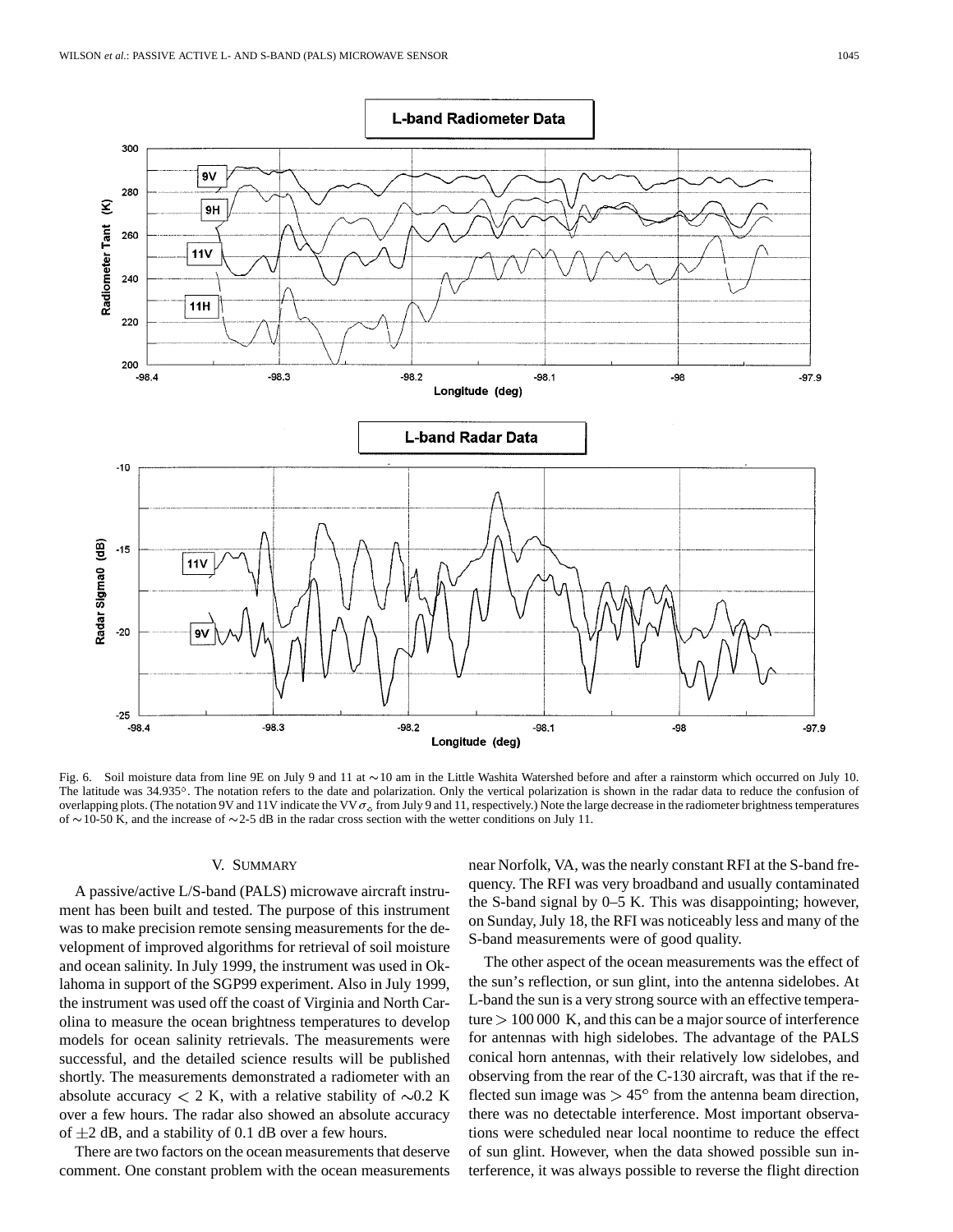Fig. 6. Soil moisture data from line 9E on July 9 and 11 at ∼10 am in the Little Washita Watershed before and after a rainstorm which occurred on July 10. The latitude was 34.935°. The notation refers to the date and polarization. Only the vertical polarization is shown in the radar data to reduce the confusion of overlapping plots. (The notation 9V and 11V indicate the VV $\sigma_o$ from July 9 and 11, respectively.) Note the large decrease in the radiometer brightness temperatures of ∼10-50 K, and the increase of ∼2-5 dB in the radar cross section with the wetter conditions on July 11.

## V. Summary

A passive/active L/S-band (PALS) microwave aircraft instrument has been built and tested. The purpose of this instrument was to make precision remote sensing measurements for the development of improved algorithms for retrieval of soil moisture and ocean salinity. In July 1999, the instrument was used in Oklahoma in support of the SGP99 experiment. Also in July 1999, the instrument was used off the coast of Virginia and North Carolina to measure the ocean brightness temperatures to develop models for ocean salinity retrievals. The measurements were successful, and the detailed science results will be published shortly. The measurements demonstrated a radiometer with an absolute accuracy $< 2$ K, with a relative stability of $\sim$0.2 K over a few hours. The radar also showed an absolute accuracy of $\pm 2$ dB, and a stability of 0.1 dB over a few hours.

There are two factors on the ocean measurements that deserve comment. One constant problem with the ocean measurements near Norfolk, VA, was the nearly constant RFI at the S-band frequency. The RFI was very broadband and usually contaminated the S-band signal by 0–5 K. This was disappointing; however, on Sunday, July 18, the RFI was noticeably less and many of the S-band measurements were of good quality.

The other aspect of the ocean measurements was the effect of the sun's reflection, or sun glint, into the antenna sidelobes. At L-band the sun is a very strong source with an effective temperature $> 100\,000$ K, and this can be a major source of interference for antennas with high sidelobes. The advantage of the PALS conical horn antennas, with their relatively low sidelobes, and observing from the rear of the C-130 aircraft, was that if the reflected sun image was $> 45°$ from the antenna beam direction, there was no detectable interference. Most important observations were scheduled near local noontime to reduce the effect of sun glint. However, when the data showed possible sun interference, it was always possible to reverse the flight direction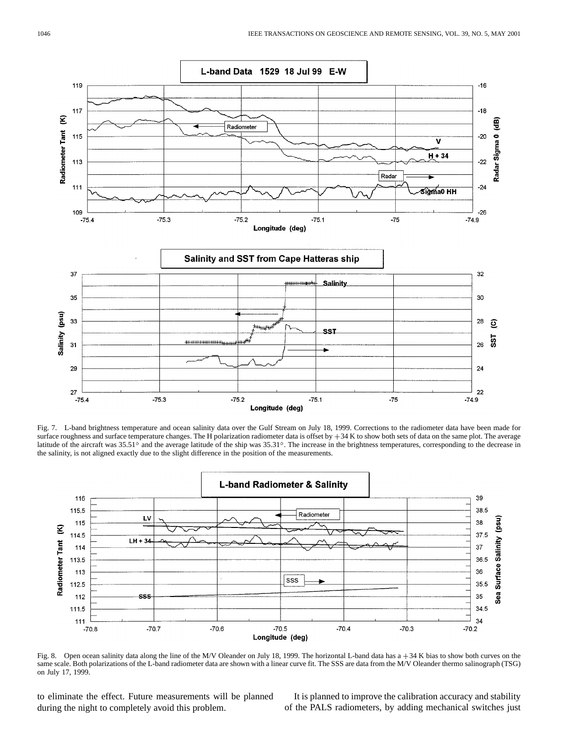Fig. 7. L-band brightness temperature and ocean salinity data over the Gulf Stream on July 18, 1999. Corrections to the radiometer data have been made for surface roughness and surface temperature changes. The H polarization radiometer data is offset by +34 K to show both sets of data on the same plot. The average latitude of the aircraft was 35.51° and the average latitude of the ship was 35.31°. The increase in the brightness temperatures, corresponding to the decrease in the salinity, is not aligned exactly due to the slight difference in the position of the measurements.

Fig. 8. Open ocean salinity data along the line of the M/V Oleander on July 18, 1999. The horizontal L-band data has a +34 K bias to show both curves on the same scale. Both polarizations of the L-band radiometer data are shown with a linear curve fit. The SSS are data from the M/V Oleander thermo salinograph (TSG) on July 17, 1999.

to eliminate the effect. Future measurements will be planned during the night to completely avoid this problem.

It is planned to improve the calibration accuracy and stability of the PALS radiometers, by adding mechanical switches just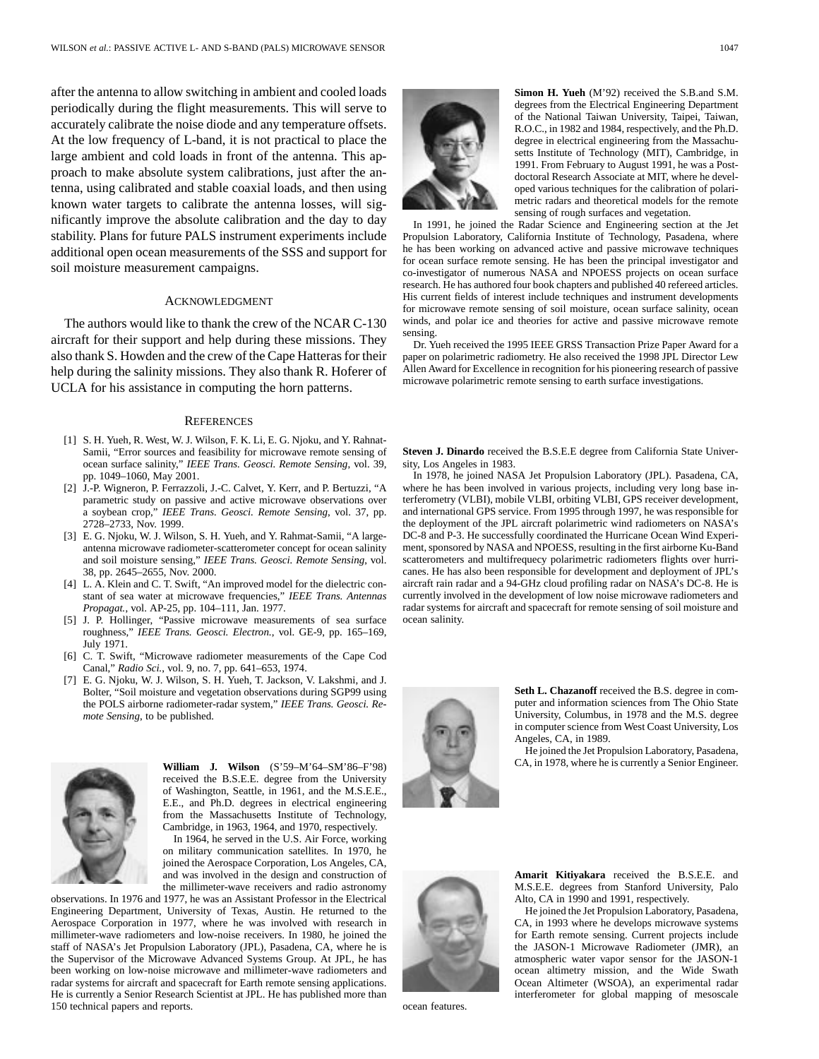after the antenna to allow switching in ambient and cooled loads periodically during the flight measurements. This will serve to accurately calibrate the noise diode and any temperature offsets. At the low frequency of L-band, it is not practical to place the large ambient and cold loads in front of the antenna. This approach to make absolute system calibrations, just after the antenna, using calibrated and stable coaxial loads, and then using known water targets to calibrate the antenna losses, will significantly improve the absolute calibration and the day to day stability. Plans for future PALS instrument experiments include additional open ocean measurements of the SSS and support for soil moisture measurement campaigns.

## ACKNOWLEDGMENT

The authors would like to thank the crew of the NCAR C-130 aircraft for their support and help during these missions. They also thank S. Howden and the crew of the Cape Hatteras for their help during the salinity missions. They also thank R. Hoferer of UCLA for his assistance in computing the horn patterns.

## REFERENCES

[1] S. H. Yueh, R. West, W. J. Wilson, F. K. Li, E. G. Njoku, and Y. Rahmat-Samii, "Error sources and feasibility for microwave remote sensing of ocean surface salinity," *IEEE Trans. Geosci. Remote Sensing*, vol. 39, pp. 1049–1060, May 2001.

[2] J.-P. Wigneron, P. Ferrazzoli, J.-C. Calvet, Y. Kerr, and P. Bertuzzi, "A parametric study on passive and active microwave observations over a soybean crop," *IEEE Trans. Geosci. Remote Sensing*, vol. 37, pp. 2728–2733, Nov. 1999.

[3] E. G. Njoku, W. J. Wilson, S. H. Yueh, and Y. Rahmat-Samii, "A large-antenna microwave radiometer-scatterometer concept for ocean salinity and soil moisture sensing," *IEEE Trans. Geosci. Remote Sensing*, vol. 38, pp. 2645–2655, Nov. 2000.

[4] L. A. Klein and C. T. Swift, "An improved model for the dielectric constant of sea water at microwave frequencies," *IEEE Trans. Antennas Propagat.*, vol. AP-25, pp. 104–111, Jan. 1977.

[5] J. P. Hollinger, "Passive microwave measurements of sea surface roughness," *IEEE Trans. Geosci. Electron.*, vol. GE-9, pp. 165–169, July 1971.

[6] C. T. Swift, "Microwave radiometer measurements of the Cape Cod Canal," *Radio Sci.*, vol. 9, no. 7, pp. 641–653, 1974.

[7] E. G. Njoku, W. J. Wilson, S. H. Yueh, T. Jackson, V. Lakshmi, and J. Bolter, "Soil moisture and vegetation observations during SGP99 using the POLS airborne radiometer-radar system," *IEEE Trans. Geosci. Remote Sensing*, to be published.

**William J. Wilson** (S'59–M'64–SM'86–F'98) received the B.S.E.E. degree from the University of Washington, Seattle, in 1961, and the M.S.E.E., E.E., and Ph.D. degrees in electrical engineering from the Massachusetts Institute of Technology, Cambridge, in 1963, 1964, and 1970, respectively.

In 1964, he served in the U.S. Air Force, working on military communication satellites. In 1970, he joined the Aerospace Corporation, Los Angeles, CA, and was involved in the design and construction of the millimeter-wave receivers and radio astronomy observations. In 1976 and 1977, he was an Assistant Professor in the Electrical Engineering Department, University of Texas, Austin. He returned to the Aerospace Corporation in 1977, where he was involved with research in millimeter-wave radiometers and low-noise receivers. In 1980, he joined the staff of NASA's Jet Propulsion Laboratory (JPL), Pasadena, CA, where he is the Supervisor of the Microwave Advanced Systems Group. At JPL, he has been working on low-noise microwave and millimeter-wave radiometers and radar systems for aircraft and spacecraft for Earth remote sensing applications. He is currently a Senior Research Scientist at JPL. He has published more than 150 technical papers and reports.

**Simon H. Yueh** (M'92) received the S.B.and S.M. degrees from the Electrical Engineering Department of the National Taiwan University, Taipei, Taiwan, R.O.C., in 1982 and 1984, respectively, and the Ph.D. degree in electrical engineering from the Massachusetts Institute of Technology (MIT), Cambridge, in 1991. From February to August 1991, he was a Postdoctoral Research Associate at MIT, where he developed various techniques for the calibration of polarimetric radars and theoretical models for the remote sensing of rough surfaces and vegetation.

In 1991, he joined the Radar Science and Engineering section at the Jet Propulsion Laboratory, California Institute of Technology, Pasadena, where he has been working on advanced active and passive microwave techniques for ocean surface remote sensing. He has been the principal investigator and co-investigator of numerous NASA and NPOESS projects on ocean surface research. He has authored four book chapters and published 40 refereed articles. His current fields of interest include techniques and instrument developments for microwave remote sensing of soil moisture, ocean surface salinity, ocean winds, and polar ice and theories for active and passive microwave remote sensing.

Dr. Yueh received the 1995 IEEE GRSS Transaction Prize Paper Award for a paper on polarimetric radiometry. He also received the 1998 JPL Director Lew Allen Award for Excellence in recognition for his pioneering research of passive microwave polarimetric remote sensing to earth surface investigations.

**Steven J. Dinardo** received the B.S.E.E degree from California State University, Los Angeles in 1983.

In 1978, he joined NASA Jet Propulsion Laboratory (JPL). Pasadena, CA, where he has been involved in various projects, including very long base interferometry (VLBI), mobile VLBI, orbiting VLBI, GPS receiver development, and international GPS service. From 1995 through 1997, he was responsible for the deployment of the JPL aircraft polarimetric wind radiometers on NASA's DC-8 and P-3. He successfully coordinated the Hurricane Ocean Wind Experiment, sponsored by NASA and NPOESS, resulting in the first airborne Ku-Band scatterometers and multifrequency polarimetric radiometers flights over hurricanes. He has also been responsible for development and deployment of JPL's aircraft rain radar and a 94-GHz cloud profiling radar on NASA's DC-8. He is currently involved in the development of low noise microwave radiometers and radar systems for aircraft and spacecraft for remote sensing of soil moisture and ocean salinity.

**Seth L. Chazanoff** received the B.S. degree in computer and information sciences from The Ohio State University, Columbus, in 1978 and the M.S. degree in computer science from West Coast University, Los Angeles, CA, in 1989.

He joined the Jet Propulsion Laboratory, Pasadena, CA, in 1978, where he is currently a Senior Engineer.

**Amarit Kitiyakara** received the B.S.E.E. and M.S.E.E. degrees from Stanford University, Palo Alto, CA in 1990 and 1991, respectively.

He joined the Jet Propulsion Laboratory, Pasadena, CA, in 1993 where he develops microwave systems for Earth remote sensing. Current projects include the JASON-1 Microwave Radiometer (JMR), an atmospheric water vapor sensor for the JASON-1 ocean altimetry mission, and the Wide Swath Ocean Altimeter (WSOA), an experimental radar interferometer for global mapping of mesoscale ocean features.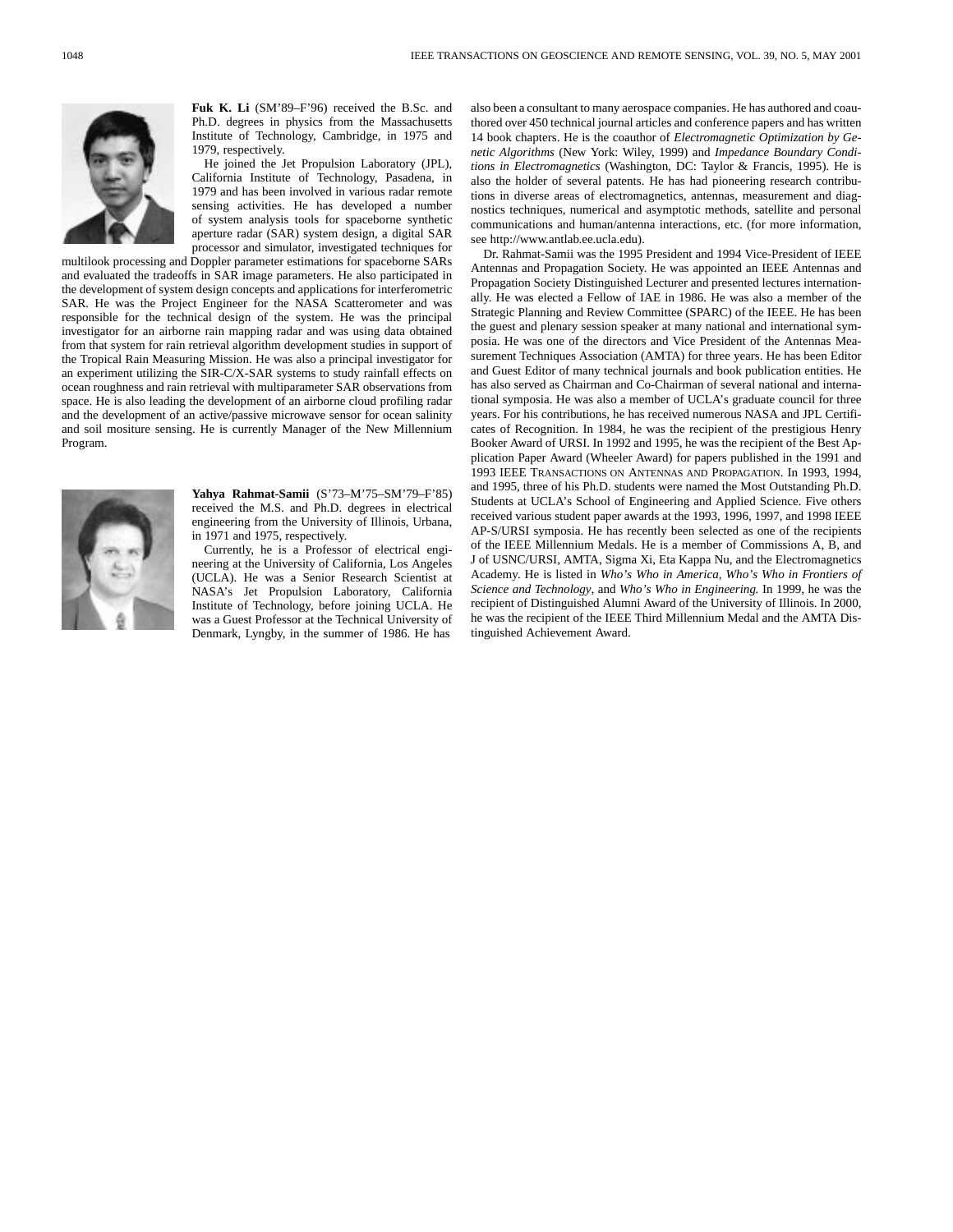**Fuk K. Li** (SM'89–F'96) received the B.Sc. and Ph.D. degrees in physics from the Massachusetts Institute of Technology, Cambridge, in 1975 and 1979, respectively.

He joined the Jet Propulsion Laboratory (JPL), California Institute of Technology, Pasadena, in 1979 and has been involved in various radar remote sensing activities. He has developed a number of system analysis tools for spaceborne synthetic aperture radar (SAR) system design, a digital SAR processor and simulator, investigated techniques for multilook processing and Doppler parameter estimations for spaceborne SARs and evaluated the tradeoffs in SAR image parameters. He also participated in the development of system design concepts and applications for interferometric SAR. He was the Project Engineer for the NASA Scatterometer and was responsible for the technical design of the system. He was the principal investigator for an airborne rain mapping radar and was using data obtained from that system for rain retrieval algorithm development studies in support of the Tropical Rain Measuring Mission. He was also a principal investigator for an experiment utilizing the SIR-C/X-SAR systems to study rainfall effects on ocean roughness and rain retrieval with multiparameter SAR observations from space. He is also leading the development of an airborne cloud profiling radar and the development of an active/passive microwave sensor for ocean salinity and soil mositure sensing. He is currently Manager of the New Millennium Program.

**Yahya Rahmat-Samii** (S'73–M'75–SM'79–F'85) received the M.S. and Ph.D. degrees in electrical engineering from the University of Illinois, Urbana, in 1971 and 1975, respectively.

Currently, he is a Professor of electrical engineering at the University of California, Los Angeles (UCLA). He was a Senior Research Scientist at NASA's Jet Propulsion Laboratory, California Institute of Technology, before joining UCLA. He was a Guest Professor at the Technical University of Denmark, Lyngby, in the summer of 1986. He has also been a consultant to many aerospace companies. He has authored and coauthored over 450 technical journal articles and conference papers and has written 14 book chapters. He is the coauthor of *Electromagnetic Optimization by Genetic Algorithms* (New York: Wiley, 1999) and *Impedance Boundary Conditions in Electromagnetics* (Washington, DC: Taylor & Francis, 1995). He is also the holder of several patents. He has had pioneering research contributions in diverse areas of electromagnetics, antennas, measurement and diagnostics techniques, numerical and asymptotic methods, satellite and personal communications and human/antenna interactions, etc. (for more information, see http://www.antlab.ee.ucla.edu).

Dr. Rahmat-Samii was the 1995 President and 1994 Vice-President of IEEE Antennas and Propagation Society. He was appointed an IEEE Antennas and Propagation Society Distinguished Lecturer and presented lectures internationally. He was elected a Fellow of IAE in 1986. He was also a member of the Strategic Planning and Review Committee (SPARC) of the IEEE. He has been the guest and plenary session speaker at many national and international symposia. He was one of the directors and Vice President of the Antennas Measurement Techniques Association (AMTA) for three years. He has been Editor and Guest Editor of many technical journals and book publication entities. He has also served as Chairman and Co-Chairman of several national and international symposia. He was also a member of UCLA's graduate council for three years. For his contributions, he has received numerous NASA and JPL Certificates of Recognition. In 1984, he was the recipient of the prestigious Henry Booker Award of URSI. In 1992 and 1995, he was the recipient of the Best Application Paper Award (Wheeler Award) for papers published in the 1991 and 1993 IEEE Transactions on Antennas and Propagation. In 1993, 1994, and 1995, three of his Ph.D. students were named the Most Outstanding Ph.D. Students at UCLA's School of Engineering and Applied Science. Five others received various student paper awards at the 1993, 1996, 1997, and 1998 IEEE AP-S/URSI symposia. He has recently been selected as one of the recipients of the IEEE Millennium Medals. He is a member of Commissions A, B, and J of USNC/URSI, AMTA, Sigma Xi, Eta Kappa Nu, and the Electromagnetics Academy. He is listed in *Who's Who in America*, *Who's Who in Frontiers of Science and Technology*, and *Who's Who in Engineering.* In 1999, he was the recipient of Distinguished Alumni Award of the University of Illinois. In 2000, he was the recipient of the IEEE Third Millennium Medal and the AMTA Distinguished Achievement Award.